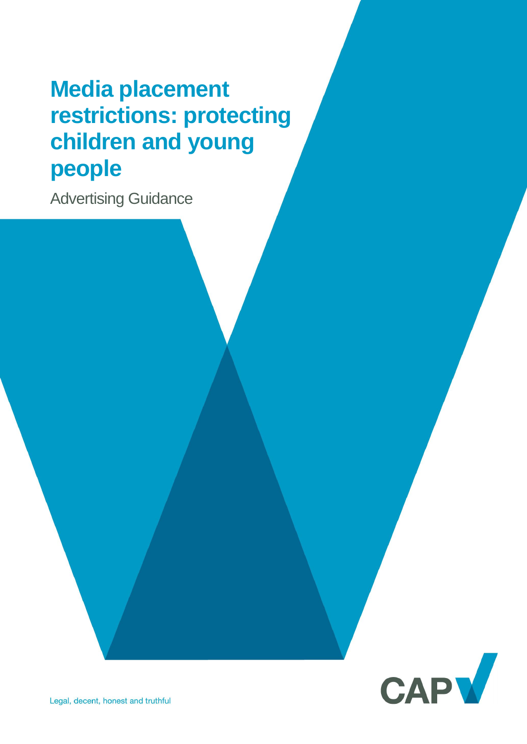# Media placement restrictions: protecting children and young people

Advertising Guidance

Legal, decent, honest and truthful

CAP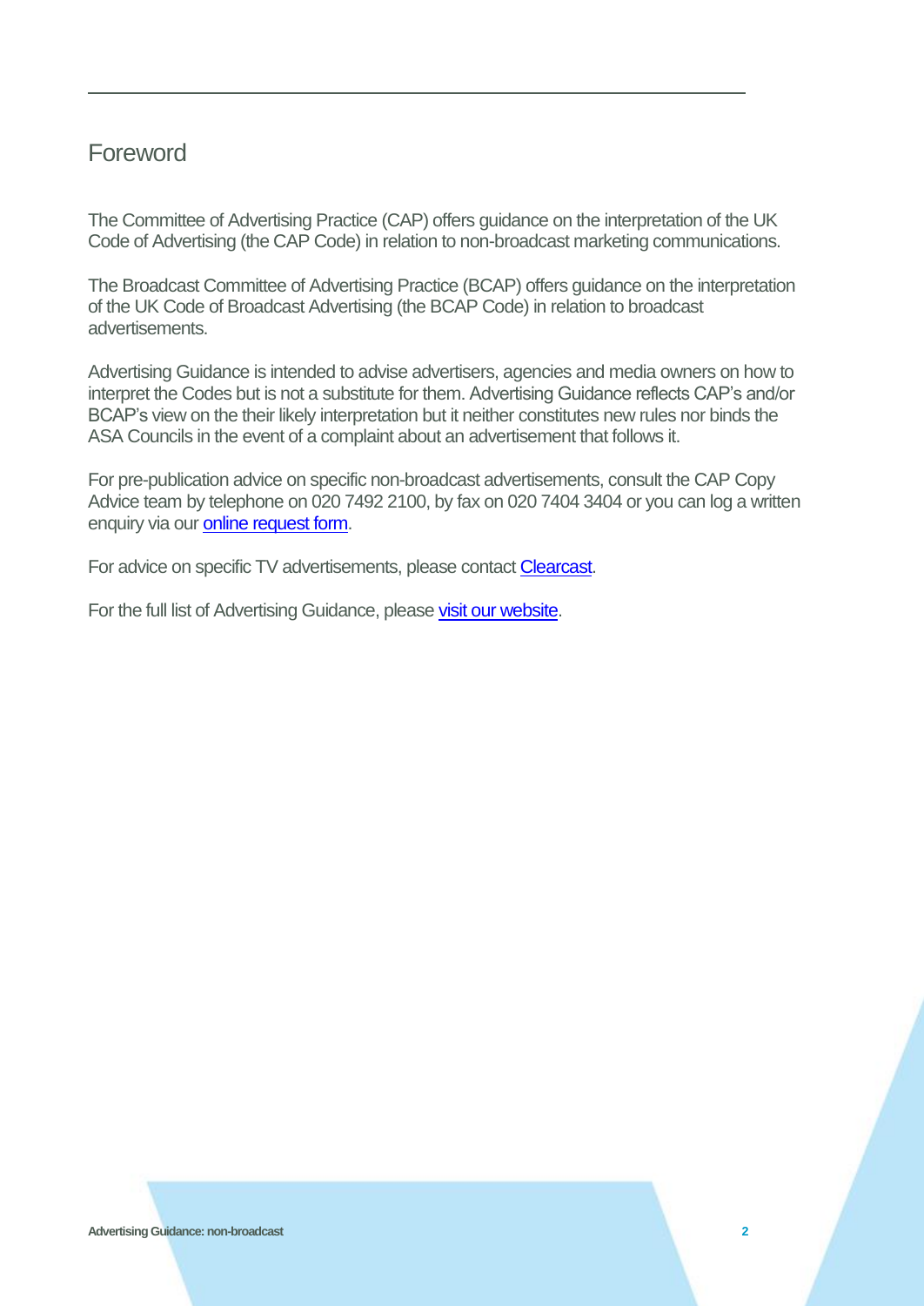## Foreword

The Committee of Advertising Practice (CAP) offers guidance on the interpretation of the UK Code of Advertising (the CAP Code) in relation to non-broadcast marketing communications.

The Broadcast Committee of Advertising Practice (BCAP) offers guidance on the interpretation of the UK Code of Broadcast Advertising (the BCAP Code) in relation to broadcast advertisements.

Advertising Guidance is intended to advise advertisers, agencies and media owners on how to interpret the Codes but is not a substitute for them. Advertising Guidance reflects CAP's and/or BCAP's view on the their likely interpretation but it neither constitutes new rules nor binds the ASA Councils in the event of a complaint about an advertisement that follows it.

For pre-publication advice on specific non-broadcast advertisements, consult the CAP Copy Advice team by telephone on 020 7492 2100, by fax on 020 7404 3404 or you can log a written enquiry via our online request form.

For advice on specific TV advertisements, please contact Clearcast.

For the full list of Advertising Guidance, please visit our website.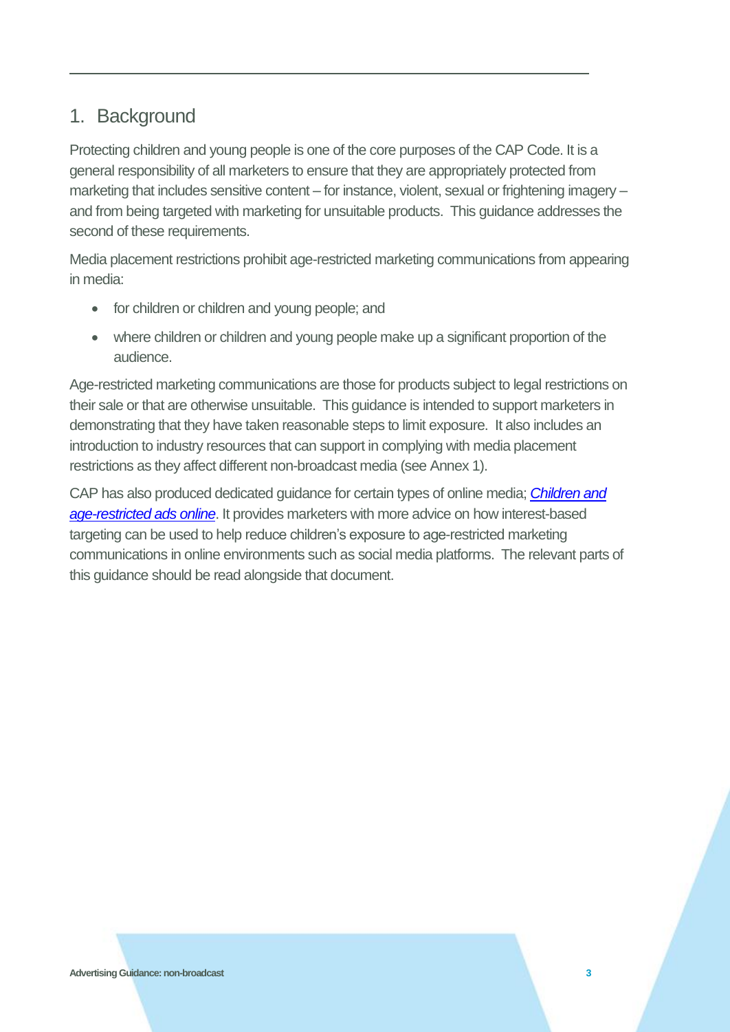## 1. Background

Protecting children and young people is one of the core purposes of the CAP Code. It is a general responsibility of all marketers to ensure that they are appropriately protected from marketing that includes sensitive content – for instance, violent, sexual or frightening imagery – and from being targeted with marketing for unsuitable products. This guidance addresses the second of these requirements.

Media placement restrictions prohibit age-restricted marketing communications from appearing in media:

- for children or children and young people; and
- where children or children and young people make up a significant proportion of the audience.

Age-restricted marketing communications are those for products subject to legal restrictions on their sale or that are otherwise unsuitable. This guidance is intended to support marketers in demonstrating that they have taken reasonable steps to limit exposure. It also includes an introduction to industry resources that can support in complying with media placement restrictions as they affect different non-broadcast media (see Annex 1).

CAP has also produced dedicated guidance for certain types of online media; *Children and age-restricted ads online*. It provides marketers with more advice on how interest-based targeting can be used to help reduce children's exposure to age-restricted marketing communications in online environments such as social media platforms. The relevant parts of this guidance should be read alongside that document.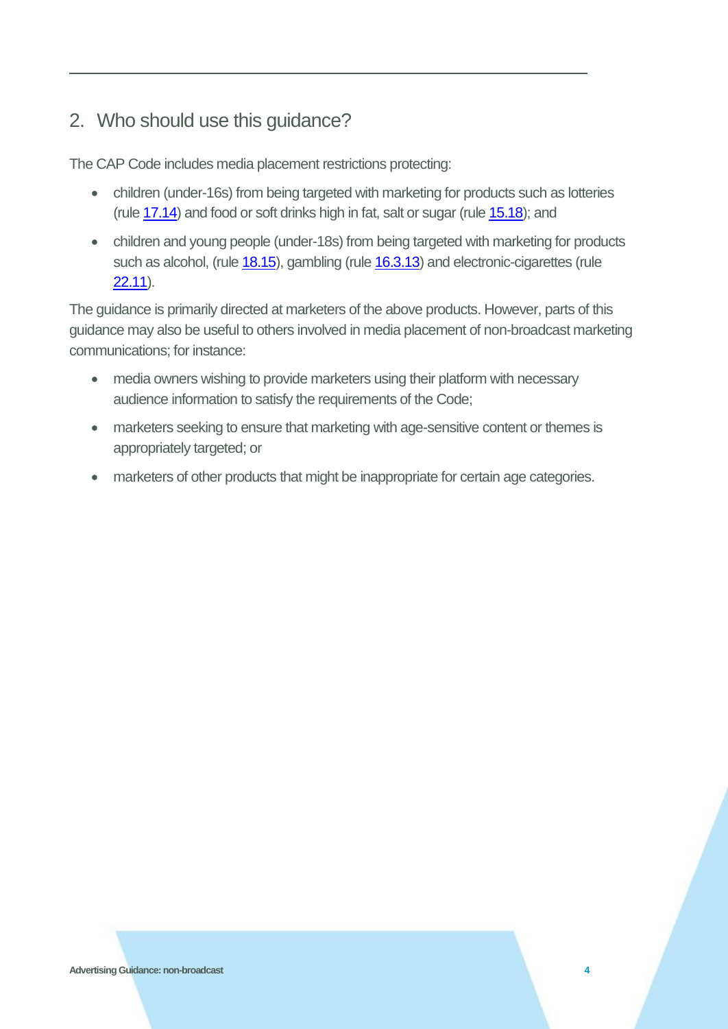## 2. Who should use this guidance?

The CAP Code includes media placement restrictions protecting:

- children (under-16s) from being targeted with marketing for products such as lotteries (rule 17.14) and food or soft drinks high in fat, salt or sugar (rule 15.18); and
- children and young people (under-18s) from being targeted with marketing for products such as alcohol, (rule 18.15), gambling (rule 16.3.13) and electronic-cigarettes (rule 22.11).

The guidance is primarily directed at marketers of the above products. However, parts of this guidance may also be useful to others involved in media placement of non-broadcast marketing communications; for instance:

- media owners wishing to provide marketers using their platform with necessary audience information to satisfy the requirements of the Code;
- marketers seeking to ensure that marketing with age-sensitive content or themes is appropriately targeted; or
- marketers of other products that might be inappropriate for certain age categories.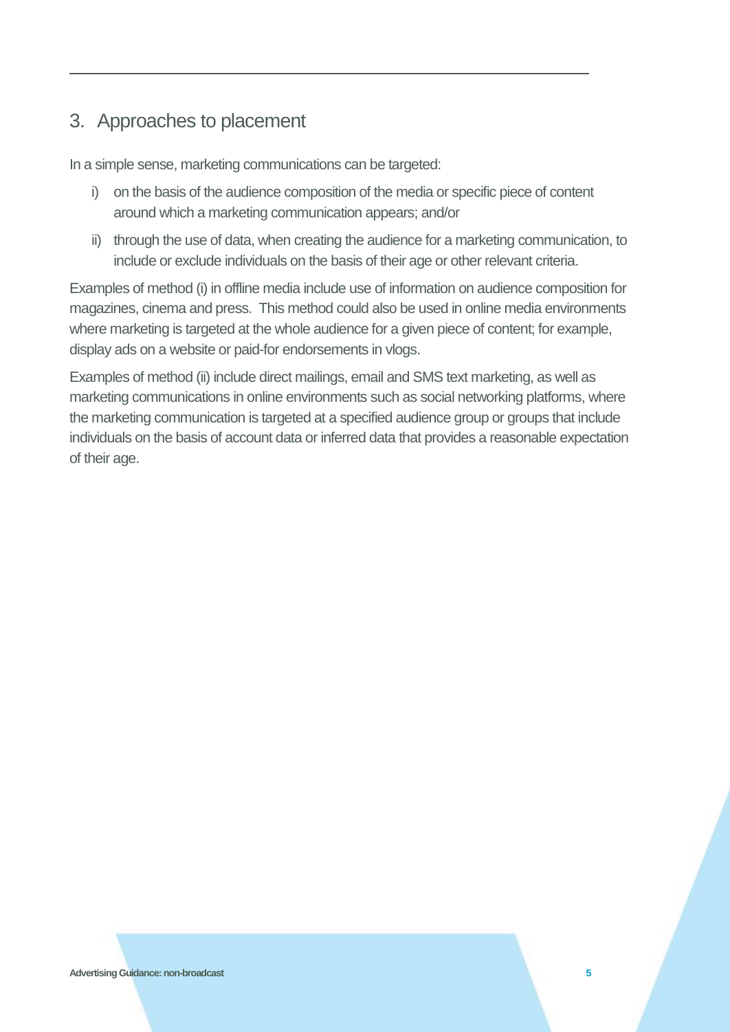## 3. Approaches to placement

In a simple sense, marketing communications can be targeted:

i) on the basis of the audience composition of the media or specific piece of content around which a marketing communication appears; and/or

ii) through the use of data, when creating the audience for a marketing communication, to include or exclude individuals on the basis of their age or other relevant criteria.

Examples of method (i) in offline media include use of information on audience composition for magazines, cinema and press. This method could also be used in online media environments where marketing is targeted at the whole audience for a given piece of content; for example, display ads on a website or paid-for endorsements in vlogs.

Examples of method (ii) include direct mailings, email and SMS text marketing, as well as marketing communications in online environments such as social networking platforms, where the marketing communication is targeted at a specified audience group or groups that include individuals on the basis of account data or inferred data that provides a reasonable expectation of their age.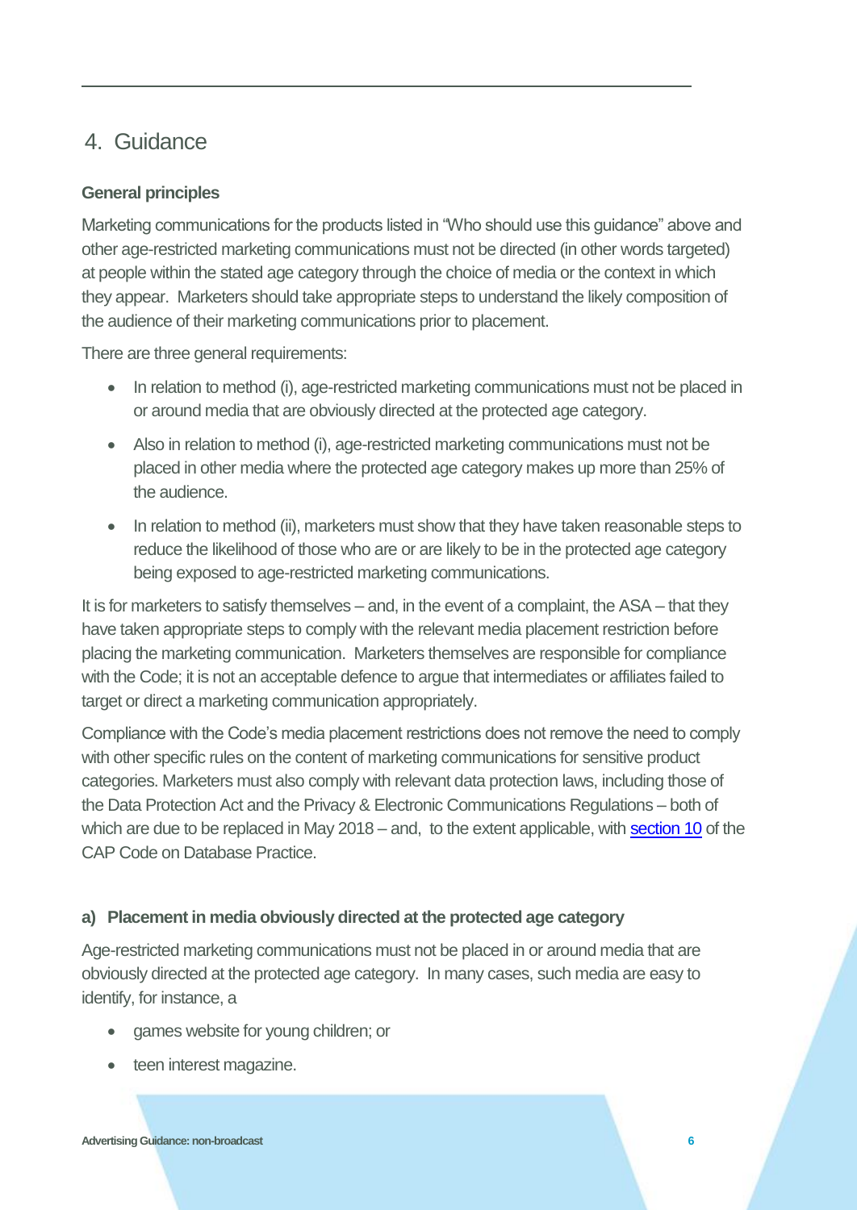## 4. Guidance

### General principles

Marketing communications for the products listed in "Who should use this guidance" above and other age-restricted marketing communications must not be directed (in other words targeted) at people within the stated age category through the choice of media or the context in which they appear. Marketers should take appropriate steps to understand the likely composition of the audience of their marketing communications prior to placement.

There are three general requirements:

- In relation to method (i), age-restricted marketing communications must not be placed in or around media that are obviously directed at the protected age category.
- Also in relation to method (i), age-restricted marketing communications must not be placed in other media where the protected age category makes up more than 25% of the audience.
- In relation to method (ii), marketers must show that they have taken reasonable steps to reduce the likelihood of those who are or are likely to be in the protected age category being exposed to age-restricted marketing communications.

It is for marketers to satisfy themselves – and, in the event of a complaint, the ASA – that they have taken appropriate steps to comply with the relevant media placement restriction before placing the marketing communication. Marketers themselves are responsible for compliance with the Code; it is not an acceptable defence to argue that intermediates or affiliates failed to target or direct a marketing communication appropriately.

Compliance with the Code's media placement restrictions does not remove the need to comply with other specific rules on the content of marketing communications for sensitive product categories. Marketers must also comply with relevant data protection laws, including those of the Data Protection Act and the Privacy & Electronic Communications Regulations – both of which are due to be replaced in May 2018 – and, to the extent applicable, with section 10 of the CAP Code on Database Practice.

### a) Placement in media obviously directed at the protected age category

Age-restricted marketing communications must not be placed in or around media that are obviously directed at the protected age category. In many cases, such media are easy to identify, for instance, a

- games website for young children; or
- teen interest magazine.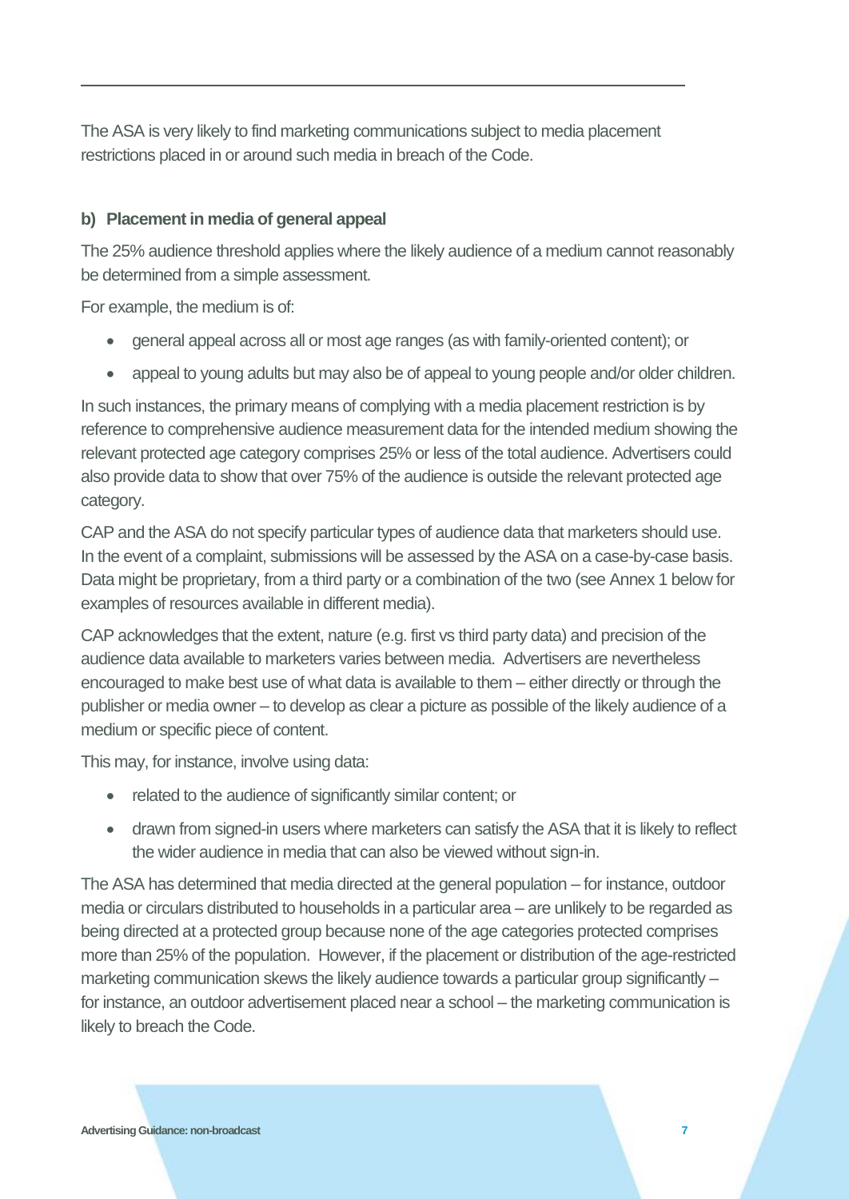The ASA is very likely to find marketing communications subject to media placement restrictions placed in or around such media in breach of the Code.

**b) Placement in media of general appeal**

The 25% audience threshold applies where the likely audience of a medium cannot reasonably be determined from a simple assessment.

For example, the medium is of:

- general appeal across all or most age ranges (as with family-oriented content); or
- appeal to young adults but may also be of appeal to young people and/or older children.

In such instances, the primary means of complying with a media placement restriction is by reference to comprehensive audience measurement data for the intended medium showing the relevant protected age category comprises 25% or less of the total audience. Advertisers could also provide data to show that over 75% of the audience is outside the relevant protected age category.

CAP and the ASA do not specify particular types of audience data that marketers should use. In the event of a complaint, submissions will be assessed by the ASA on a case-by-case basis. Data might be proprietary, from a third party or a combination of the two (see Annex 1 below for examples of resources available in different media).

CAP acknowledges that the extent, nature (e.g. first vs third party data) and precision of the audience data available to marketers varies between media. Advertisers are nevertheless encouraged to make best use of what data is available to them – either directly or through the publisher or media owner – to develop as clear a picture as possible of the likely audience of a medium or specific piece of content.

This may, for instance, involve using data:

- related to the audience of significantly similar content; or
- drawn from signed-in users where marketers can satisfy the ASA that it is likely to reflect the wider audience in media that can also be viewed without sign-in.

The ASA has determined that media directed at the general population – for instance, outdoor media or circulars distributed to households in a particular area – are unlikely to be regarded as being directed at a protected group because none of the age categories protected comprises more than 25% of the population. However, if the placement or distribution of the age-restricted marketing communication skews the likely audience towards a particular group significantly – for instance, an outdoor advertisement placed near a school – the marketing communication is likely to breach the Code.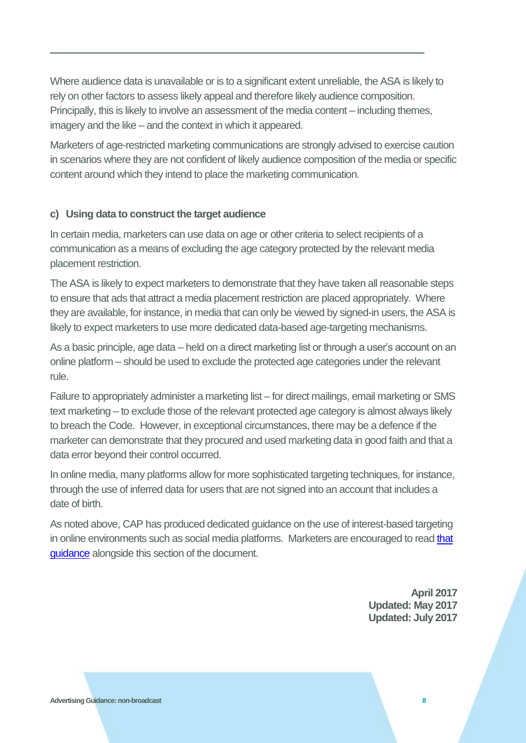Where audience data is unavailable or is to a significant extent unreliable, the ASA is likely to rely on other factors to assess likely appeal and therefore likely audience composition. Principally, this is likely to involve an assessment of the media content – including themes, imagery and the like – and the context in which it appeared.

Marketers of age-restricted marketing communications are strongly advised to exercise caution in scenarios where they are not confident of likely audience composition of the media or specific content around which they intend to place the marketing communication.

### c) Using data to construct the target audience

In certain media, marketers can use data on age or other criteria to select recipients of a communication as a means of excluding the age category protected by the relevant media placement restriction.

The ASA is likely to expect marketers to demonstrate that they have taken all reasonable steps to ensure that ads that attract a media placement restriction are placed appropriately. Where they are available, for instance, in media that can only be viewed by signed-in users, the ASA is likely to expect marketers to use more dedicated data-based age-targeting mechanisms.

As a basic principle, age data – held on a direct marketing list or through a user's account on an online platform – should be used to exclude the protected age categories under the relevant rule.

Failure to appropriately administer a marketing list – for direct mailings, email marketing or SMS text marketing – to exclude those of the relevant protected age category is almost always likely to breach the Code. However, in exceptional circumstances, there may be a defence if the marketer can demonstrate that they procured and used marketing data in good faith and that a data error beyond their control occurred.

In online media, many platforms allow for more sophisticated targeting techniques, for instance, through the use of inferred data for users that are not signed into an account that includes a date of birth.

As noted above, CAP has produced dedicated guidance on the use of interest-based targeting in online environments such as social media platforms. Marketers are encouraged to read that guidance alongside this section of the document.

**April 2017**
**Updated: May 2017**
**Updated: July 2017**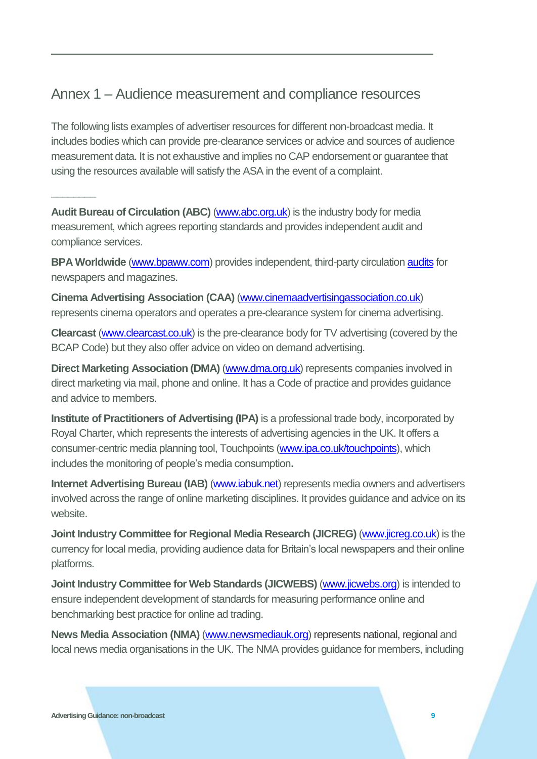## Annex 1 – Audience measurement and compliance resources

The following lists examples of advertiser resources for different non-broadcast media. It includes bodies which can provide pre-clearance services or advice and sources of audience measurement data. It is not exhaustive and implies no CAP endorsement or guarantee that using the resources available will satisfy the ASA in the event of a complaint.

---

**Audit Bureau of Circulation (ABC)** (www.abc.org.uk) is the industry body for media measurement, which agrees reporting standards and provides independent audit and compliance services.

**BPA Worldwide** (www.bpaww.com) provides independent, third-party circulation audits for newspapers and magazines.

**Cinema Advertising Association (CAA)** (www.cinemaadvertisingassociation.co.uk) represents cinema operators and operates a pre-clearance system for cinema advertising.

**Clearcast** (www.clearcast.co.uk) is the pre-clearance body for TV advertising (covered by the BCAP Code) but they also offer advice on video on demand advertising.

**Direct Marketing Association (DMA)** (www.dma.org.uk) represents companies involved in direct marketing via mail, phone and online. It has a Code of practice and provides guidance and advice to members.

**Institute of Practitioners of Advertising (IPA)** is a professional trade body, incorporated by Royal Charter, which represents the interests of advertising agencies in the UK. It offers a consumer-centric media planning tool, Touchpoints (www.ipa.co.uk/touchpoints), which includes the monitoring of people's media consumption**.**

**Internet Advertising Bureau (IAB)** (www.iabuk.net) represents media owners and advertisers involved across the range of online marketing disciplines. It provides guidance and advice on its website.

**Joint Industry Committee for Regional Media Research (JICREG)** (www.jicreg.co.uk) is the currency for local media, providing audience data for Britain's local newspapers and their online platforms.

**Joint Industry Committee for Web Standards (JICWEBS)** (www.jicwebs.org) is intended to ensure independent development of standards for measuring performance online and benchmarking best practice for online ad trading.

**News Media Association (NMA)** (www.newsmediauk.org) represents national, regional and local news media organisations in the UK. The NMA provides guidance for members, including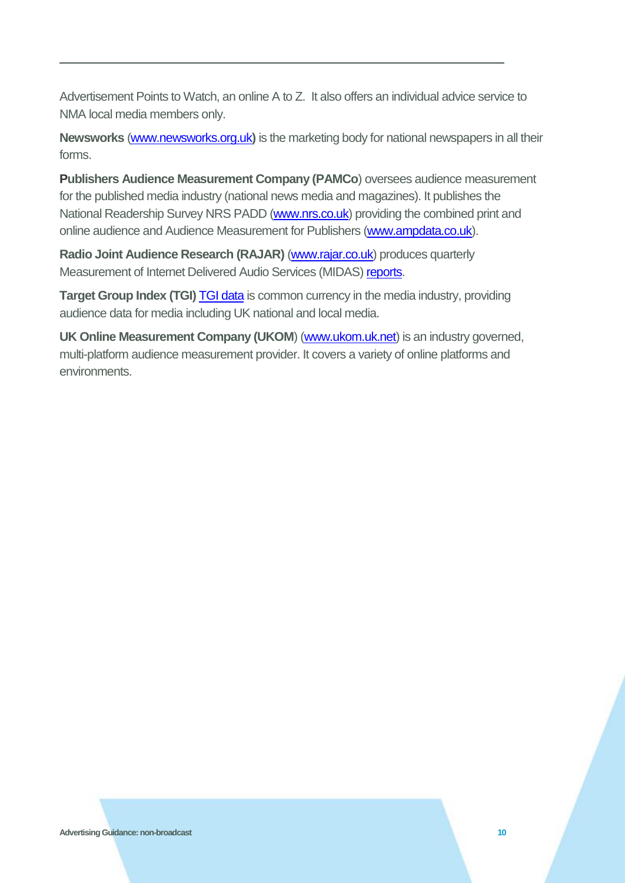Advertisement Points to Watch, an online A to Z. It also offers an individual advice service to NMA local media members only.

**Newsworks** (www.newsworks.org.uk) is the marketing body for national newspapers in all their forms.

**Publishers Audience Measurement Company (PAMCo**) oversees audience measurement for the published media industry (national news media and magazines). It publishes the National Readership Survey NRS PADD (www.nrs.co.uk) providing the combined print and online audience and Audience Measurement for Publishers (www.ampdata.co.uk).

**Radio Joint Audience Research (RAJAR)** (www.rajar.co.uk) produces quarterly Measurement of Internet Delivered Audio Services (MIDAS) reports.

**Target Group Index (TGI)** TGI data is common currency in the media industry, providing audience data for media including UK national and local media.

**UK Online Measurement Company (UKOM**) (www.ukom.uk.net) is an industry governed, multi-platform audience measurement provider. It covers a variety of online platforms and environments.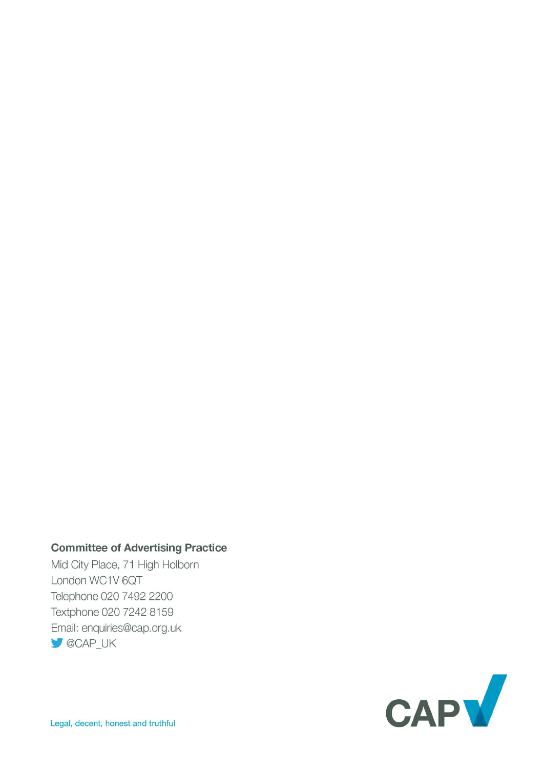**Committee of Advertising Practice**

Mid City Place, 71 High Holborn
London WC1V 6QT
Telephone 020 7492 2200
Textphone 020 7242 8159
Email: enquiries@cap.org.uk
@CAP_UK

Legal, decent, honest and truthful

CAP